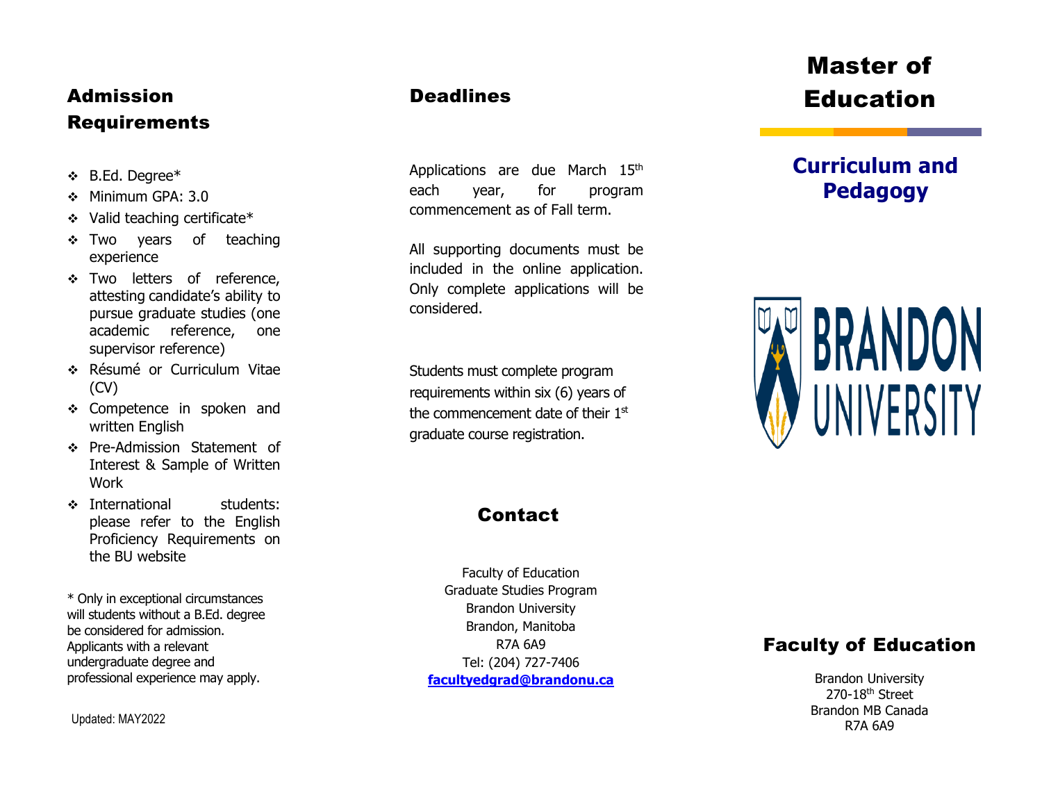## Admission Requirements

- B.Ed. Degree*
- Minimum GPA: 3.0
- Valid teaching certificate*
- Two years of teaching experience
- Two letters of reference, attesting candidate's ability to pursue graduate studies (one academic reference, one supervisor reference)
- Résumé or Curriculum Vitae (CV)
- Competence in spoken and written English
- Pre-Admission Statement of Interest & Sample of Written Work
- International students: please refer to the English Proficiency Requirements on the BU website

* Only in exceptional circumstances will students without a B.Ed. degree be considered for admission. Applicants with a relevant undergraduate degree and professional experience may apply.

Updated: MAY2022

## Deadlines

Applications are due March 15th each year, for program commencement as of Fall term.

All supporting documents must be included in the online application. Only complete applications will be considered.

Students must complete program requirements within six (6) years of the commencement date of their 1st graduate course registration.

## Contact

Faculty of Education
Graduate Studies Program
Brandon University
Brandon, Manitoba
R7A 6A9
Tel: (204) 727-7406
**facultyedgrad@brandonu.ca**

# Master of Education

## Curriculum and Pedagogy

BRANDON UNIVERSITY

## Faculty of Education

Brandon University
270-18th Street
Brandon MB Canada
R7A 6A9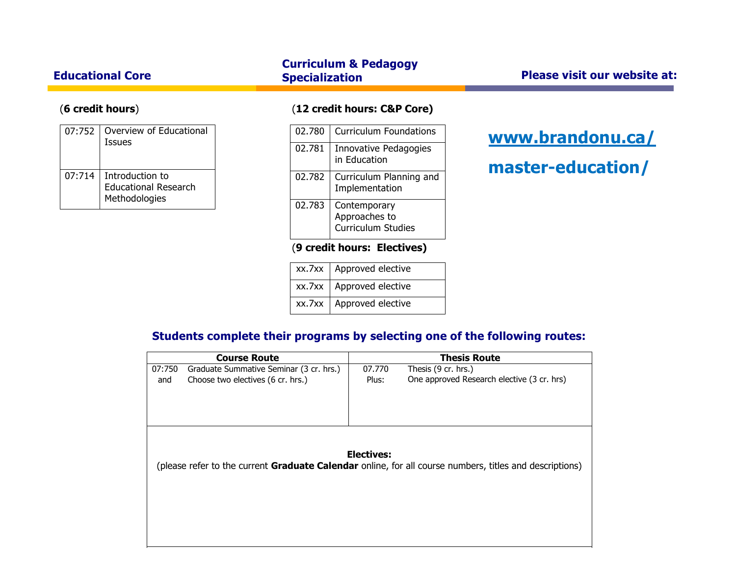## Educational Core

(**6 credit hours**)

| | |
|---|---|
| 07:752 | Overview of Educational Issues |
| 07:714 | Introduction to Educational Research Methodologies |

## Curriculum & Pedagogy Specialization

(**12 credit hours: C&P Core)**

| | |
|---|---|
| 02.780 | Curriculum Foundations |
| 02.781 | Innovative Pedagogies in Education |
| 02.782 | Curriculum Planning and Implementation |
| 02.783 | Contemporary Approaches to Curriculum Studies |

(**9 credit hours: Electives)**

| | |
|---|---|
| xx.7xx | Approved elective |
| xx.7xx | Approved elective |
| xx.7xx | Approved elective |

## Please visit our website at:

**www.brandonu.ca/master-education/**

### Students complete their programs by selecting one of the following routes:

| Course Route | | Thesis Route | |
|---|---|---|---|
| 07:750 | Graduate Summative Seminar (3 cr. hrs.) | 07.770 | Thesis (9 cr. hrs.) |
| and | Choose two electives (6 cr. hrs.) | Plus: | One approved Research elective (3 cr. hrs) |

**Electives:**
(please refer to the current **Graduate Calendar** online, for all course numbers, titles and descriptions)